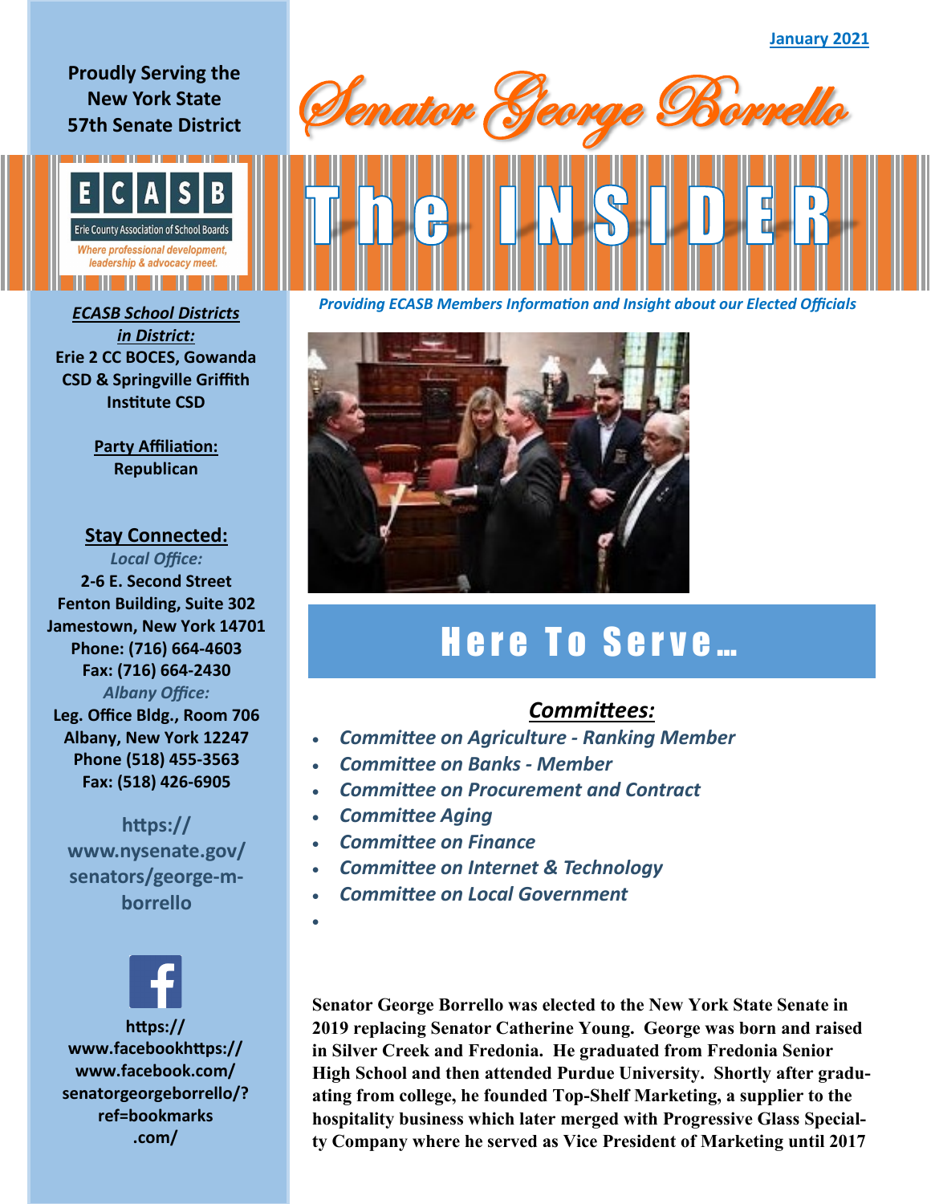January 2021

Proudly Serving the New York State 57th Senate District

ECASB

Erie County Association of School Boards

*Where professional development, leadership & advocacy meet.*

# Senator George Borrello

# The INSIDER

*Providing ECASB Members Information and Insight about our Elected Officials*

***ECASB School Districts in District:***

**Erie 2 CC BOCES, Gowanda CSD & Springville Griffith Institute CSD**

**Party Affiliation:**

**Republican**

## Stay Connected:

*Local Office:*

**2-6 E. Second Street**
**Fenton Building, Suite 302**
**Jamestown, New York 14701**
**Phone: (716) 664-4603**
**Fax: (716) 664-2430**

*Albany Office:*

**Leg. Office Bldg., Room 706**
**Albany, New York 12247**
**Phone (518) 455-3563**
**Fax: (518) 426-6905**

**https://www.nysenate.gov/senators/george-m-borrello**

**https://www.facebookhttps://www.facebook.com/senatorgeorgeborrello/?ref=bookmarks.com/**

## Here To Serve…

### *Committees:*

- *Committee on Agriculture - Ranking Member*
- *Committee on Banks - Member*
- *Committee on Procurement and Contract*
- *Committee Aging*
- *Committee on Finance*
- *Committee on Internet & Technology*
- *Committee on Local Government*

**Senator George Borrello was elected to the New York State Senate in 2019 replacing Senator Catherine Young. George was born and raised in Silver Creek and Fredonia. He graduated from Fredonia Senior High School and then attended Purdue University. Shortly after graduating from college, he founded Top-Shelf Marketing, a supplier to the hospitality business which later merged with Progressive Glass Specialty Company where he served as Vice President of Marketing until 2017**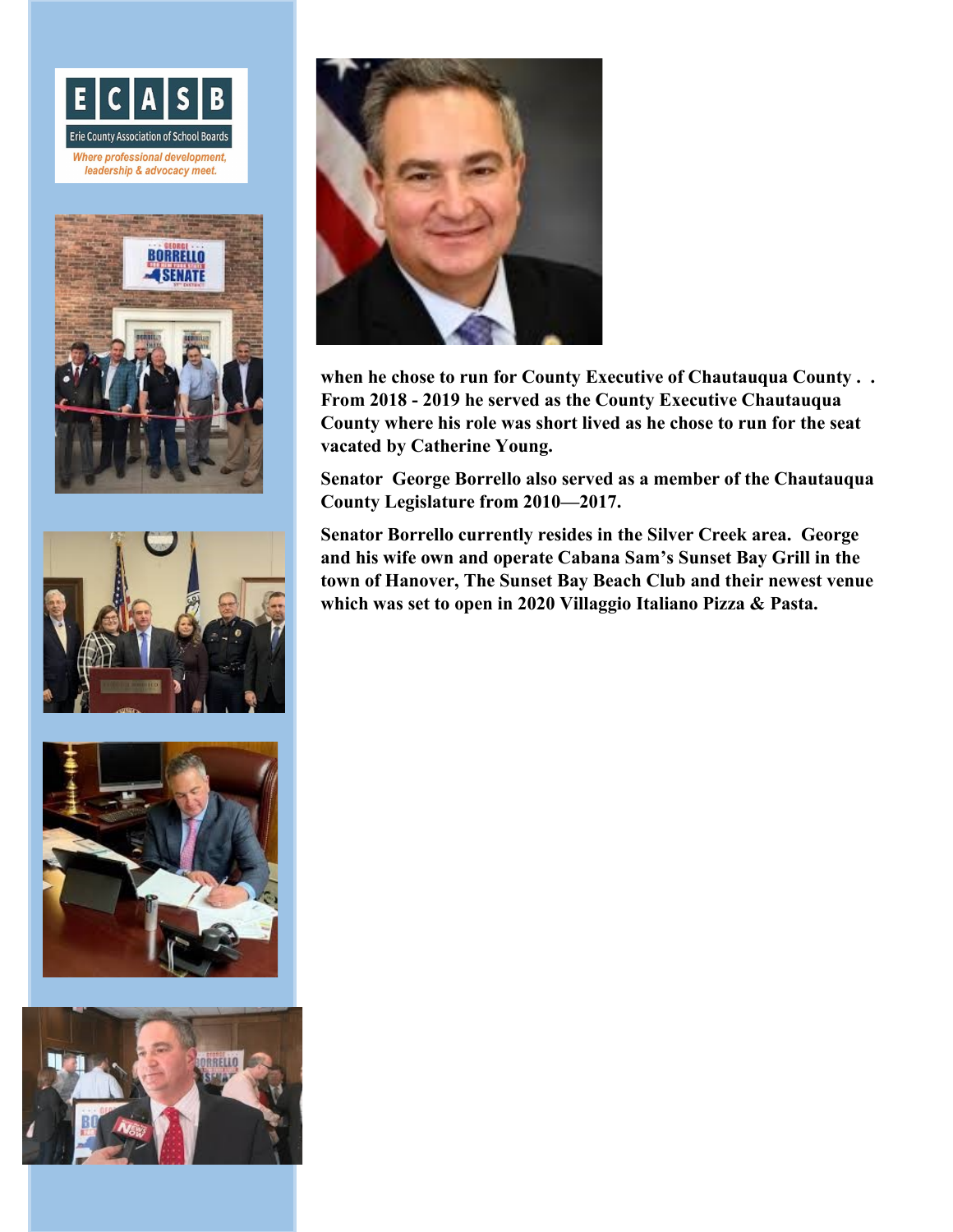**when he chose to run for County Executive of Chautauqua County . . From 2018 - 2019 he served as the County Executive Chautauqua County where his role was short lived as he chose to run for the seat vacated by Catherine Young.**

**Senator George Borrello also served as a member of the Chautauqua County Legislature from 2010—2017.**

**Senator Borrello currently resides in the Silver Creek area. George and his wife own and operate Cabana Sam's Sunset Bay Grill in the town of Hanover, The Sunset Bay Beach Club and their newest venue which was set to open in 2020 Villaggio Italiano Pizza & Pasta.**